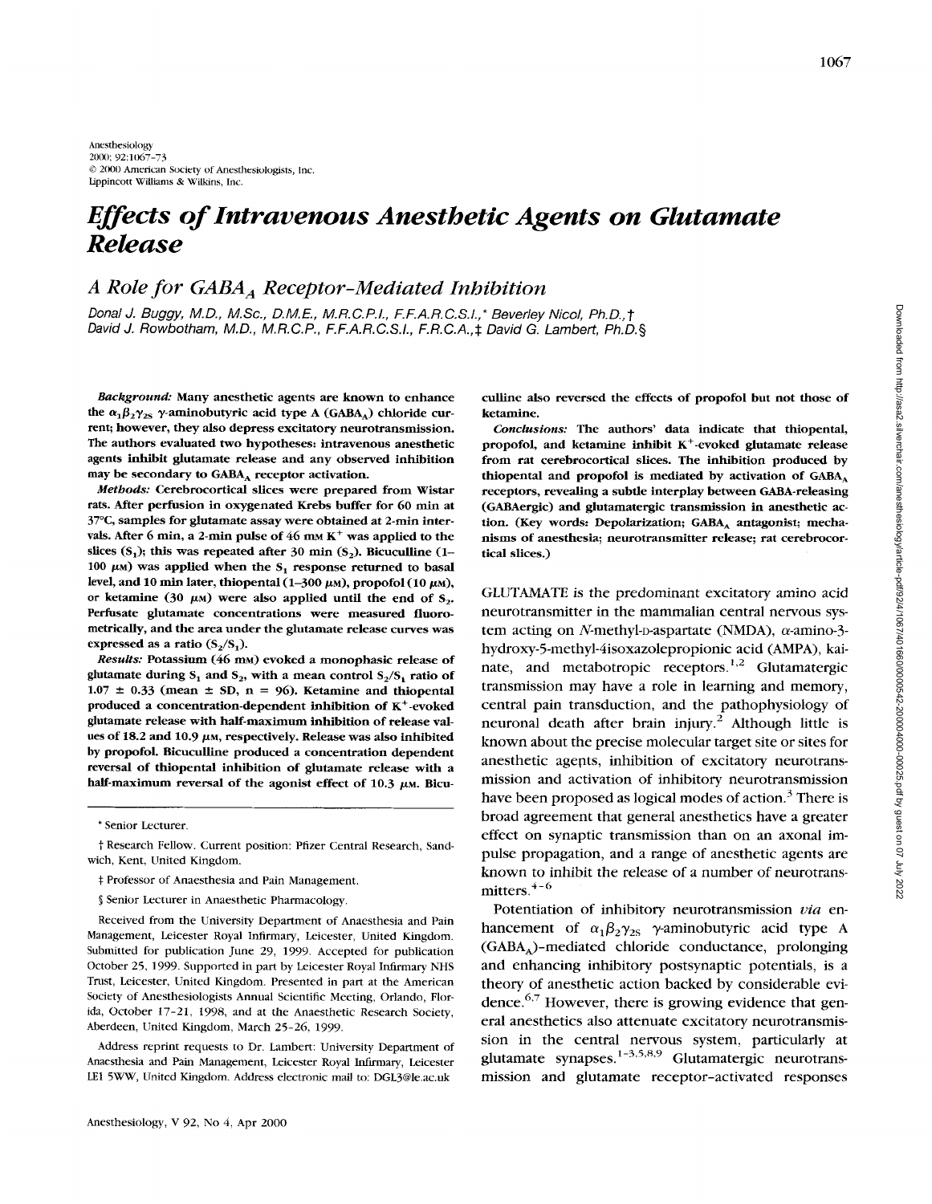# *Effects of Intravenous Anesthetic Agents on Glutamate Release*

## *A Role for GABA$_A$ Receptor-Mediated Inhibition*

*Donal J. Buggy, M.D., M.Sc., D.M.E., M.R.C.P.I., F.F.A.R.C.S.I.,\* Beverley Nicol, Ph.D.,† David J. Rowbotham, M.D., M.R.C.P., F.F.A.R.C.S.I., F.R.C.A.,‡ David G. Lambert, Ph.D.§*

***Background:*** **Many anesthetic agents are known to enhance the $\alpha_1\beta_2\gamma_{2S}$ γ-aminobutyric acid type A (GABA$_A$) chloride current; however, they also depress excitatory neurotransmission. The authors evaluated two hypotheses: intravenous anesthetic agents inhibit glutamate release and any observed inhibition may be secondary to GABA$_A$ receptor activation.**

***Methods:*** **Cerebrocortical slices were prepared from Wistar rats. After perfusion in oxygenated Krebs buffer for 60 min at 37°C, samples for glutamate assay were obtained at 2-min intervals. After 6 min, a 2-min pulse of 46 mM $K^+$ was applied to the slices ($S_1$); this was repeated after 30 min ($S_2$). Bicuculline (1–100 μM) was applied when the $S_1$ response returned to basal level, and 10 min later, thiopental (1–300 μM), propofol (10 μM), or ketamine (30 μM) were also applied until the end of $S_2$. Perfusate glutamate concentrations were measured fluorometrically, and the area under the glutamate release curves was expressed as a ratio ($S_2$/$S_1$).**

***Results:*** **Potassium (46 mM) evoked a monophasic release of glutamate during $S_1$ and $S_2$, with a mean control $S_2$/$S_1$ ratio of 1.07 ± 0.33 (mean ± SD, n = 96). Ketamine and thiopental produced a concentration-dependent inhibition of $K^+$-evoked glutamate release with half-maximum inhibition of release values of 18.2 and 10.9 μM, respectively. Release was also inhibited by propofol. Bicuculline produced a concentration dependent reversal of thiopental inhibition of glutamate release with a half-maximum reversal of the agonist effect of 10.3 μM. Bicuculline also reversed the effects of propofol but not those of ketamine.**

***Conclusions:*** **The authors' data indicate that thiopental, propofol, and ketamine inhibit $K^+$-evoked glutamate release from rat cerebrocortical slices. The inhibition produced by thiopental and propofol is mediated by activation of GABA$_A$ receptors, revealing a subtle interplay between GABA-releasing (GABAergic) and glutamatergic transmission in anesthetic action. (Key words: Depolarization; GABA$_A$ antagonist; mechanisms of anesthesia; neurotransmitter release; rat cerebrocortical slices.)**

\* Senior Lecturer.

† Research Fellow. Current position: Pfizer Central Research, Sandwich, Kent, United Kingdom.

‡ Professor of Anaesthesia and Pain Management.

§ Senior Lecturer in Anaesthetic Pharmacology.

Received from the University Department of Anaesthesia and Pain Management, Leicester Royal Infirmary, Leicester, United Kingdom. Submitted for publication June 29, 1999. Accepted for publication October 25, 1999. Supported in part by Leicester Royal Infirmary NHS Trust, Leicester, United Kingdom. Presented in part at the American Society of Anesthesiologists Annual Scientific Meeting, Orlando, Florida, October 17–21, 1998, and at the Anaesthetic Research Society, Aberdeen, United Kingdom, March 25–26, 1999.

Address reprint requests to Dr. Lambert: University Department of Anaesthesia and Pain Management, Leicester Royal Infirmary, Leicester LE1 5WW, United Kingdom. Address electronic mail to: DGL3@le.ac.uk

GLUTAMATE is the predominant excitatory amino acid neurotransmitter in the mammalian central nervous system acting on *N*-methyl-D-aspartate (NMDA), α-amino-3-hydroxy-5-methyl-4isoxazolepropionic acid (AMPA), kainate, and metabotropic receptors.[1,2] Glutamatergic transmission may have a role in learning and memory, central pain transduction, and the pathophysiology of neuronal death after brain injury.[2] Although little is known about the precise molecular target site or sites for anesthetic agents, inhibition of excitatory neurotransmission and activation of inhibitory neurotransmission have been proposed as logical modes of action.[3] There is broad agreement that general anesthetics have a greater effect on synaptic transmission than on an axonal impulse propagation, and a range of anesthetic agents are known to inhibit the release of a number of neurotransmitters.[4–6]

Potentiation of inhibitory neurotransmission *via* enhancement of $\alpha_1\beta_2\gamma_{2S}$ γ-aminobutyric acid type A (GABA$_A$)-mediated chloride conductance, prolonging and enhancing inhibitory postsynaptic potentials, is a theory of anesthetic action backed by considerable evidence.[6,7] However, there is growing evidence that general anesthetics also attenuate excitatory neurotransmission in the central nervous system, particularly at glutamate synapses.[1–3,5,8,9] Glutamatergic neurotransmission and glutamate receptor–activated responses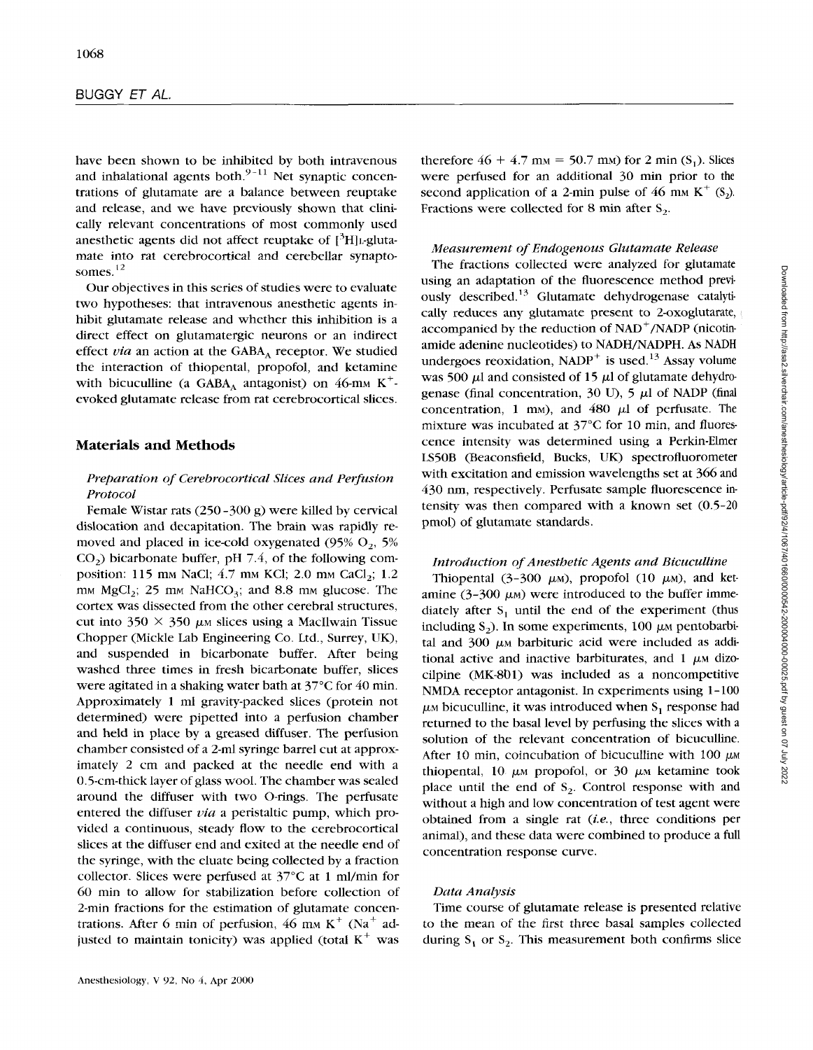have been shown to be inhibited by both intravenous and inhalational agents both.[9–11] Net synaptic concentrations of glutamate are a balance between reuptake and release, and we have previously shown that clinically relevant concentrations of most commonly used anesthetic agents did not affect reuptake of [$^3$H]L-glutamate into rat cerebrocortical and cerebellar synaptosomes.[12]

Our objectives in this series of studies were to evaluate two hypotheses: that intravenous anesthetic agents inhibit glutamate release and whether this inhibition is a direct effect on glutamatergic neurons or an indirect effect *via* an action at the $GABA_A$ receptor. We studied the interaction of thiopental, propofol, and ketamine with bicuculline (a $GABA_A$ antagonist) on 46-mM $K^+$-evoked glutamate release from rat cerebrocortical slices.

## Materials and Methods

### *Preparation of Cerebrocortical Slices and Perfusion Protocol*

Female Wistar rats (250–300 g) were killed by cervical dislocation and decapitation. The brain was rapidly removed and placed in ice-cold oxygenated (95% $O_2$, 5% $CO_2$) bicarbonate buffer, pH 7.4, of the following composition: 115 mM NaCl; 4.7 mM KCl; 2.0 mM $CaCl_2$; 1.2 mM $MgCl_2$; 25 mM $NaHCO_3$; and 8.8 mM glucose. The cortex was dissected from the other cerebral structures, cut into 350 × 350 μm slices using a MacIlwain Tissue Chopper (Mickle Lab Engineering Co. Ltd., Surrey, UK), and suspended in bicarbonate buffer. After being washed three times in fresh bicarbonate buffer, slices were agitated in a shaking water bath at 37°C for 40 min. Approximately 1 ml gravity-packed slices (protein not determined) were pipetted into a perfusion chamber and held in place by a greased diffuser. The perfusion chamber consisted of a 2-ml syringe barrel cut at approximately 2 cm and packed at the needle end with a 0.5-cm-thick layer of glass wool. The chamber was sealed around the diffuser with two O-rings. The perfusate entered the diffuser *via* a peristaltic pump, which provided a continuous, steady flow to the cerebrocortical slices at the diffuser end and exited at the needle end of the syringe, with the eluate being collected by a fraction collector. Slices were perfused at 37°C at 1 ml/min for 60 min to allow for stabilization before collection of 2-min fractions for the estimation of glutamate concentrations. After 6 min of perfusion, 46 mM $K^+$ ($Na^+$ adjusted to maintain tonicity) was applied (total $K^+$ was therefore 46 + 4.7 mM = 50.7 mM) for 2 min ($S_1$). Slices were perfused for an additional 30 min prior to the second application of a 2-min pulse of 46 mM $K^+$ ($S_2$). Fractions were collected for 8 min after $S_2$.

### *Measurement of Endogenous Glutamate Release*

The fractions collected were analyzed for glutamate using an adaptation of the fluorescence method previously described.[13] Glutamate dehydrogenase catalytically reduces any glutamate present to 2-oxoglutarate, accompanied by the reduction of $NAD^+$/NADP (nicotinamide adenine nucleotides) to NADH/NADPH. As NADH undergoes reoxidation, $NADP^+$ is used.[13] Assay volume was 500 μl and consisted of 15 μl of glutamate dehydrogenase (final concentration, 30 U), 5 μl of NADP (final concentration, 1 mM), and 480 μl of perfusate. The mixture was incubated at 37°C for 10 min, and fluorescence intensity was determined using a Perkin-Elmer LS50B (Beaconsfield, Bucks, UK) spectrofluorometer with excitation and emission wavelengths set at 366 and 430 nm, respectively. Perfusate sample fluorescence intensity was then compared with a known set (0.5–20 pmol) of glutamate standards.

### *Introduction of Anesthetic Agents and Bicuculline*

Thiopental (3–300 μM), propofol (10 μM), and ketamine (3–300 μM) were introduced to the buffer immediately after $S_1$ until the end of the experiment (thus including $S_2$). In some experiments, 100 μM pentobarbital and 300 μM barbituric acid were included as additional active and inactive barbiturates, and 1 μM dizocilpine (MK-801) was included as a noncompetitive NMDA receptor antagonist. In experiments using 1–100 μM bicuculline, it was introduced when $S_1$ response had returned to the basal level by perfusing the slices with a solution of the relevant concentration of bicuculline. After 10 min, coincubation of bicuculline with 100 μM thiopental, 10 μM propofol, or 30 μM ketamine took place until the end of $S_2$. Control response with and without a high and low concentration of test agent were obtained from a single rat (*i.e.*, three conditions per animal), and these data were combined to produce a full concentration response curve.

### *Data Analysis*

Time course of glutamate release is presented relative to the mean of the first three basal samples collected during $S_1$ or $S_2$. This measurement both confirms slice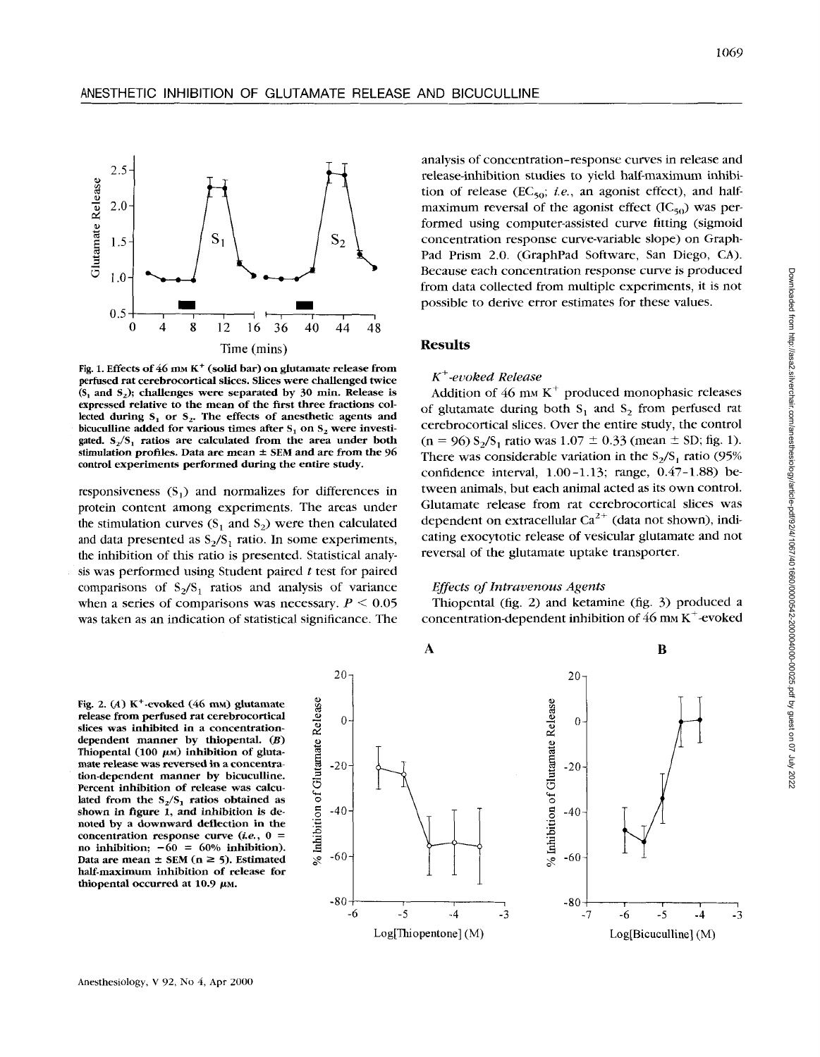Fig. 1. Effects of 46 mM $K^+$ (solid bar) on glutamate release from perfused rat cerebrocortical slices. Slices were challenged twice ($S_1$ and $S_2$); challenges were separated by 30 min. Release is expressed relative to the mean of the first three fractions collected during $S_1$ or $S_2$. The effects of anesthetic agents and bicuculline added for various times after $S_1$ on $S_2$ were investigated. $S_2/S_1$ ratios are calculated from the area under both stimulation profiles. Data are mean ± SEM and are from the 96 control experiments performed during the entire study.

responsiveness ($S_1$) and normalizes for differences in protein content among experiments. The areas under the stimulation curves ($S_1$ and $S_2$) were then calculated and data presented as $S_2/S_1$ ratio. In some experiments, the inhibition of this ratio is presented. Statistical analysis was performed using Student paired *t* test for paired comparisons of $S_2/S_1$ ratios and analysis of variance when a series of comparisons was necessary. $P < 0.05$ was taken as an indication of statistical significance. The analysis of concentration–response curves in release and release-inhibition studies to yield half-maximum inhibition of release ($EC_{50}$; *i.e.*, an agonist effect), and half-maximum reversal of the agonist effect ($IC_{50}$) was performed using computer-assisted curve fitting (sigmoid concentration response curve-variable slope) on GraphPad Prism 2.0. (GraphPad Software, San Diego, CA). Because each concentration response curve is produced from data collected from multiple experiments, it is not possible to derive error estimates for these values.

## Results

### $K^+$-evoked Release

Addition of 46 mM $K^+$ produced monophasic releases of glutamate during both $S_1$ and $S_2$ from perfused rat cerebrocortical slices. Over the entire study, the control (n = 96) $S_2/S_1$ ratio was 1.07 ± 0.33 (mean ± SD; fig. 1). There was considerable variation in the $S_2/S_1$ ratio (95% confidence interval, 1.00–1.13; range, 0.47–1.88) between animals, but each animal acted as its own control. Glutamate release from rat cerebrocortical slices was dependent on extracellular $Ca^{2+}$ (data not shown), indicating exocytotic release of vesicular glutamate and not reversal of the glutamate uptake transporter.

### Effects of Intravenous Agents

Thiopental (fig. 2) and ketamine (fig. 3) produced a concentration-dependent inhibition of 46 mM $K^+$-evoked

Fig. 2. (*A*) $K^+$-evoked (46 mM) glutamate release from perfused rat cerebrocortical slices was inhibited in a concentration-dependent manner by thiopental. (*B*) Thiopental (100 μM) inhibition of glutamate release was reversed in a concentration-dependent manner by bicuculline. Percent inhibition of release was calculated from the $S_2/S_1$ ratios obtained as shown in figure 1, and inhibition is denoted by a downward deflection in the concentration response curve (*i.e.*, 0 = no inhibition; −60 = 60% inhibition). Data are mean ± SEM (n ≥ 5). Estimated half-maximum inhibition of release for thiopental occurred at 10.9 μM.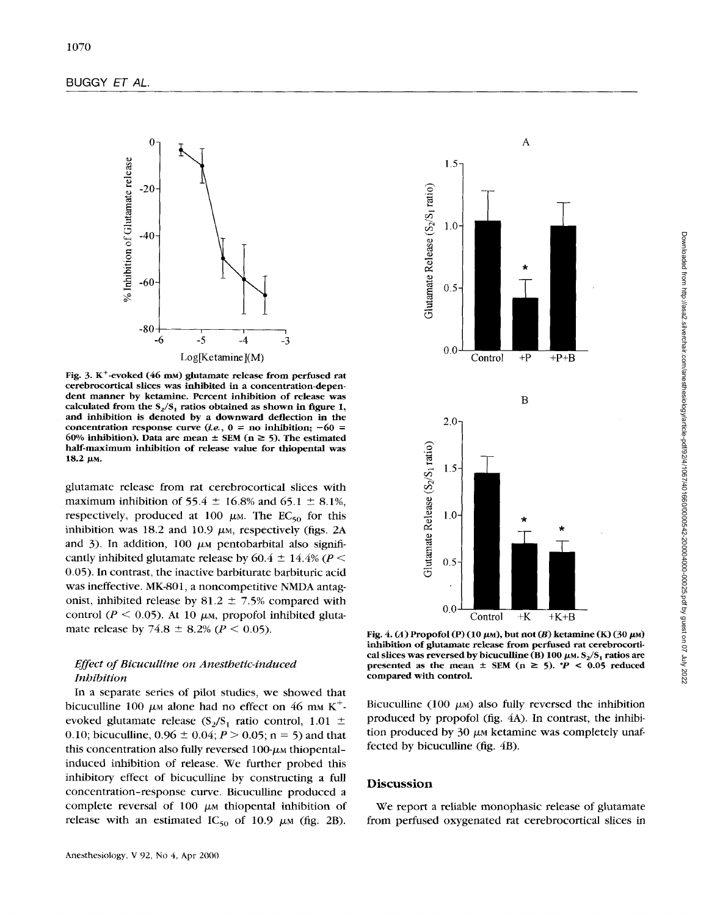Fig. 3. $K^+$-evoked (46 mM) glutamate release from perfused rat cerebrocortical slices was inhibited in a concentration-dependent manner by ketamine. Percent inhibition of release was calculated from the $S_2/S_1$ ratios obtained as shown in figure 1, and inhibition is denoted by a downward deflection in the concentration response curve (*i.e.*, 0 = no inhibition; −60 = 60% inhibition). Data are mean ± SEM (n ≥ 5). The estimated half-maximum inhibition of release value for thiopental was 18.2 μM.

glutamate release from rat cerebrocortical slices with maximum inhibition of 55.4 ± 16.8% and 65.1 ± 8.1%, respectively, produced at 100 μM. The $EC_{50}$ for this inhibition was 18.2 and 10.9 μM, respectively (figs. 2A and 3). In addition, 100 μM pentobarbital also significantly inhibited glutamate release by 60.4 ± 14.4% ($P < 0.05$). In contrast, the inactive barbiturate barbituric acid was ineffective. MK-801, a noncompetitive NMDA antagonist, inhibited release by 81.2 ± 7.5% compared with control ($P < 0.05$). At 10 μM, propofol inhibited glutamate release by 74.8 ± 8.2% ($P < 0.05$).

### *Effect of Bicuculline on Anesthetic-induced Inhibition*

In a separate series of pilot studies, we showed that bicuculline 100 μM alone had no effect on 46 mM $K^+$-evoked glutamate release ($S_2/S_1$ ratio control, 1.01 ± 0.10; bicuculline, 0.96 ± 0.04; $P > 0.05$; n = 5) and that this concentration also fully reversed 100-μM thiopental-induced inhibition of release. We further probed this inhibitory effect of bicuculline by constructing a full concentration–response curve. Bicuculline produced a complete reversal of 100 μM thiopental inhibition of release with an estimated $IC_{50}$ of 10.9 μM (fig. 2B).

Fig. 4. (*A*) Propofol (P) (10 μM), but not (*B*) ketamine (K) (30 μM) inhibition of glutamate release from perfused rat cerebrocortical slices was reversed by bicuculline (B) 100 μM. $S_2/S_1$ ratios are presented as the mean ± SEM (n ≥ 5). *$P < 0.05$ reduced compared with control.

Bicuculline (100 μM) also fully reversed the inhibition produced by propofol (fig. 4A). In contrast, the inhibition produced by 30 μM ketamine was completely unaffected by bicuculline (fig. 4B).

## Discussion

We report a reliable monophasic release of glutamate from perfused oxygenated rat cerebrocortical slices in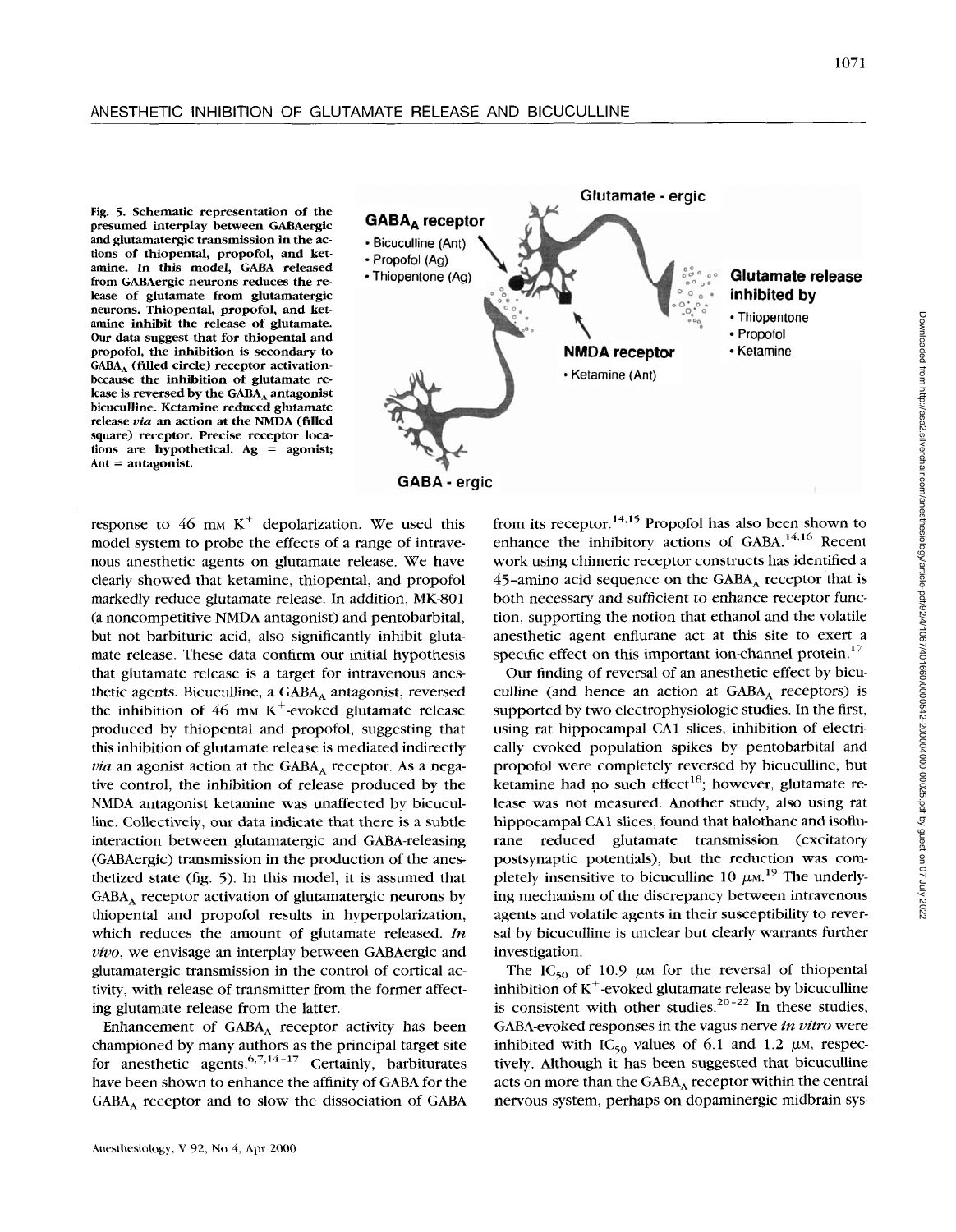Fig. 5. Schematic representation of the presumed interplay between GABAergic and glutamatergic transmission in the actions of thiopental, propofol, and ketamine. In this model, GABA released from GABAergic neurons reduces the release of glutamate from glutamatergic neurons. Thiopental, propofol, and ketamine inhibit the release of glutamate. Our data suggest that for thiopental and propofol, the inhibition is secondary to $GABA_A$ (filled circle) receptor activation-because the inhibition of glutamate release is reversed by the $GABA_A$ antagonist bicuculline. Ketamine reduced glutamate release *via* an action at the NMDA (filled square) receptor. Precise receptor locations are hypothetical. Ag = agonist; Ant = antagonist.

response to 46 mM $K^+$ depolarization. We used this model system to probe the effects of a range of intravenous anesthetic agents on glutamate release. We have clearly showed that ketamine, thiopental, and propofol markedly reduce glutamate release. In addition, MK-801 (a noncompetitive NMDA antagonist) and pentobarbital, but not barbituric acid, also significantly inhibit glutamate release. These data confirm our initial hypothesis that glutamate release is a target for intravenous anesthetic agents. Bicuculline, a $GABA_A$ antagonist, reversed the inhibition of 46 mM $K^+$-evoked glutamate release produced by thiopental and propofol, suggesting that this inhibition of glutamate release is mediated indirectly *via* an agonist action at the $GABA_A$ receptor. As a negative control, the inhibition of release produced by the NMDA antagonist ketamine was unaffected by bicuculline. Collectively, our data indicate that there is a subtle interaction between glutamatergic and GABA-releasing (GABAergic) transmission in the production of the anesthetized state (fig. 5). In this model, it is assumed that $GABA_A$ receptor activation of glutamatergic neurons by thiopental and propofol results in hyperpolarization, which reduces the amount of glutamate released. *In vivo*, we envisage an interplay between GABAergic and glutamatergic transmission in the control of cortical activity, with release of transmitter from the former affecting glutamate release from the latter.

Enhancement of $GABA_A$ receptor activity has been championed by many authors as the principal target site for anesthetic agents.[6,7,14–17] Certainly, barbiturates have been shown to enhance the affinity of GABA for the $GABA_A$ receptor and to slow the dissociation of GABA from its receptor.[14,15] Propofol has also been shown to enhance the inhibitory actions of GABA.[14,16] Recent work using chimeric receptor constructs has identified a 45-amino acid sequence on the $GABA_A$ receptor that is both necessary and sufficient to enhance receptor function, supporting the notion that ethanol and the volatile anesthetic agent enflurane act at this site to exert a specific effect on this important ion-channel protein.[17]

Our finding of reversal of an anesthetic effect by bicuculline (and hence an action at $GABA_A$ receptors) is supported by two electrophysiologic studies. In the first, using rat hippocampal CA1 slices, inhibition of electrically evoked population spikes by pentobarbital and propofol were completely reversed by bicuculline, but ketamine had no such effect[18]; however, glutamate release was not measured. Another study, also using rat hippocampal CA1 slices, found that halothane and isoflurane reduced glutamate transmission (excitatory postsynaptic potentials), but the reduction was completely insensitive to bicuculline 10 μM.[19] The underlying mechanism of the discrepancy between intravenous agents and volatile agents in their susceptibility to reversal by bicuculline is unclear but clearly warrants further investigation.

The $IC_{50}$ of 10.9 μM for the reversal of thiopental inhibition of $K^+$-evoked glutamate release by bicuculline is consistent with other studies.[20–22] In these studies, GABA-evoked responses in the vagus nerve *in vitro* were inhibited with $IC_{50}$ values of 6.1 and 1.2 μM, respectively. Although it has been suggested that bicuculline acts on more than the $GABA_A$ receptor within the central nervous system, perhaps on dopaminergic midbrain sys-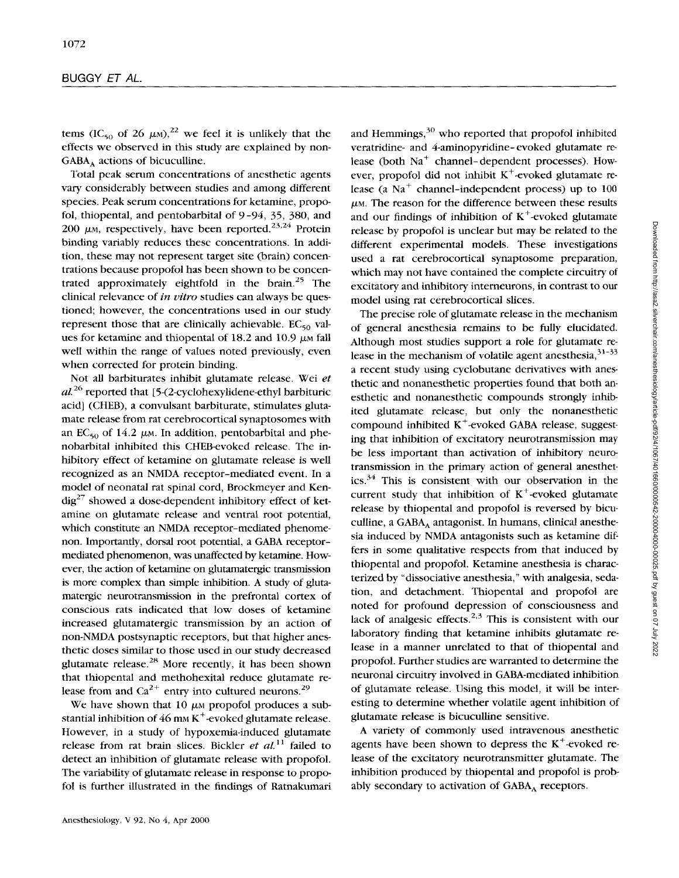tems ($IC_{50}$ of 26 μM),[22] we feel it is unlikely that the effects we observed in this study are explained by non-$GABA_A$ actions of bicuculline.

Total peak serum concentrations of anesthetic agents vary considerably between studies and among different species. Peak serum concentrations for ketamine, propofol, thiopental, and pentobarbital of 9–94, 35, 380, and 200 μM, respectively, have been reported.[23,24] Protein binding variably reduces these concentrations. In addition, these may not represent target site (brain) concentrations because propofol has been shown to be concentrated approximately eightfold in the brain.[25] The clinical relevance of *in vitro* studies can always be questioned; however, the concentrations used in our study represent those that are clinically achievable. $EC_{50}$ values for ketamine and thiopental of 18.2 and 10.9 μM fall well within the range of values noted previously, even when corrected for protein binding.

Not all barbiturates inhibit glutamate release. Wei *et al.*[26] reported that [5-(2-cyclohexylidene-ethyl barbituric acid] (CHEB), a convulsant barbiturate, stimulates glutamate release from rat cerebrocortical synaptosomes with an $EC_{50}$ of 14.2 μM. In addition, pentobarbital and phenobarbital inhibited this CHEB-evoked release. The inhibitory effect of ketamine on glutamate release is well recognized as an NMDA receptor–mediated event. In a model of neonatal rat spinal cord, Brockmeyer and Kendig[27] showed a dose-dependent inhibitory effect of ketamine on glutamate release and ventral root potential, which constitute an NMDA receptor–mediated phenomenon. Importantly, dorsal root potential, a GABA receptor–mediated phenomenon, was unaffected by ketamine. However, the action of ketamine on glutamatergic transmission is more complex than simple inhibition. A study of glutamatergic neurotransmission in the prefrontal cortex of conscious rats indicated that low doses of ketamine increased glutamatergic transmission by an action of non-NMDA postsynaptic receptors, but that higher anesthetic doses similar to those used in our study decreased glutamate release.[28] More recently, it has been shown that thiopental and methohexital reduce glutamate release from and $Ca^{2+}$ entry into cultured neurons.[29]

We have shown that 10 μM propofol produces a substantial inhibition of 46 mM $K^+$-evoked glutamate release. However, in a study of hypoxemia-induced glutamate release from rat brain slices. Bickler *et al.*[11] failed to detect an inhibition of glutamate release with propofol. The variability of glutamate release in response to propofol is further illustrated in the findings of Ratnakumari and Hemmings,[30] who reported that propofol inhibited veratridine- and 4-aminopyridine-evoked glutamate release (both $Na^+$ channel-dependent processes). However, propofol did not inhibit $K^+$-evoked glutamate release (a $Na^+$ channel-independent process) up to 100 μM. The reason for the difference between these results and our findings of inhibition of $K^+$-evoked glutamate release by propofol is unclear but may be related to the different experimental models. These investigations used a rat cerebrocortical synaptosome preparation, which may not have contained the complete circuitry of excitatory and inhibitory interneurons, in contrast to our model using rat cerebrocortical slices.

The precise role of glutamate release in the mechanism of general anesthesia remains to be fully elucidated. Although most studies support a role for glutamate release in the mechanism of volatile agent anesthesia,[31–33] a recent study using cyclobutane derivatives with anesthetic and nonanesthetic properties found that both anesthetic and nonanesthetic compounds strongly inhibited glutamate release, but only the nonanesthetic compound inhibited $K^+$-evoked GABA release, suggesting that inhibition of excitatory neurotransmission may be less important than activation of inhibitory neurotransmission in the primary action of general anesthetics.[34] This is consistent with our observation in the current study that inhibition of $K^+$-evoked glutamate release by thiopental and propofol is reversed by bicuculline, a $GABA_A$ antagonist. In humans, clinical anesthesia induced by NMDA antagonists such as ketamine differs in some qualitative respects from that induced by thiopental and propofol. Ketamine anesthesia is characterized by "dissociative anesthesia," with analgesia, sedation, and detachment. Thiopental and propofol are noted for profound depression of consciousness and lack of analgesic effects.[2,3] This is consistent with our laboratory finding that ketamine inhibits glutamate release in a manner unrelated to that of thiopental and propofol. Further studies are warranted to determine the neuronal circuitry involved in GABA-mediated inhibition of glutamate release. Using this model, it will be interesting to determine whether volatile agent inhibition of glutamate release is bicuculline sensitive.

A variety of commonly used intravenous anesthetic agents have been shown to depress the $K^+$-evoked release of the excitatory neurotransmitter glutamate. The inhibition produced by thiopental and propofol is probably secondary to activation of $GABA_A$ receptors.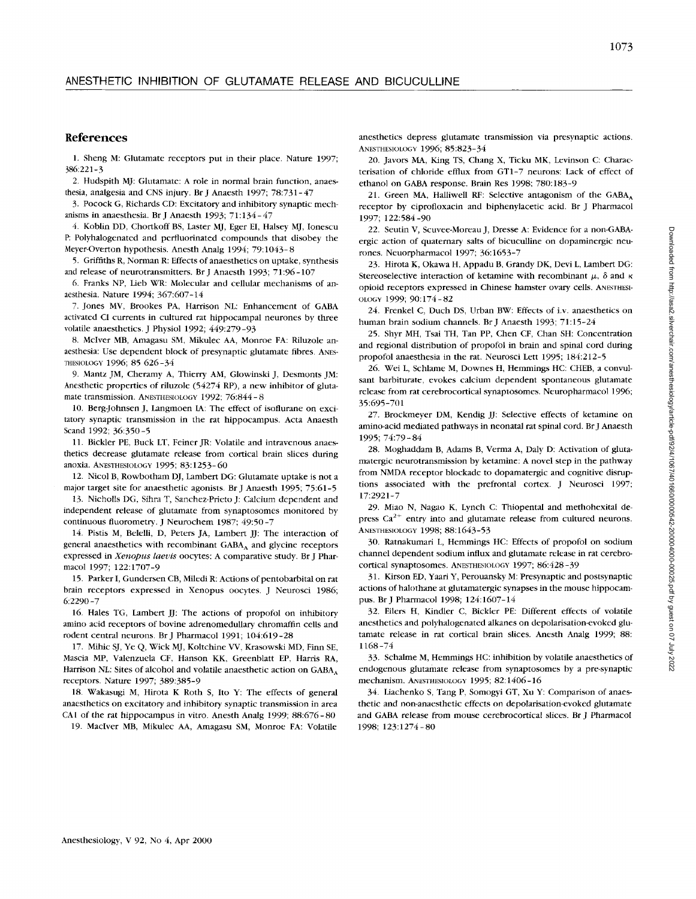## References

1. Sheng M: Glutamate receptors put in their place. Nature 1997; 386:221-3

2. Hudspith MJ: Glutamate: A role in normal brain function, anaesthesia, analgesia and CNS injury. Br J Anaesth 1997; 78:731-47

3. Pocock G, Richards CD: Excitatory and inhibitory synaptic mechanisms in anaesthesia. Br J Anaesth 1993; 71:134-47

4. Koblin DD, Chortkoff BS, Laster MJ, Eger EI, Halsey MJ, Ionescu P: Polyhalogenated and perfluorinated compounds that disobey the Meyer-Overton hypothesis. Anesth Analg 1994; 79:1043-8

5. Griffiths R, Norman R: Effects of anaesthetics on uptake, synthesis and release of neurotransmitters. Br J Anaesth 1993; 71:96-107

6. Franks NP, Lieb WR: Molecular and cellular mechanisms of anaesthesia. Nature 1994; 367:607-14

7. Jones MV, Brookes PA, Harrison NL: Enhancement of GABA activated Cl currents in cultured rat hippocampal neurones by three volatile anaesthetics. J Physiol 1992; 449:279-93

8. McIver MB, Amagasu SM, Mikulec AA, Monroe FA: Riluzole anaesthesia: Use dependent block of presynaptic glutamate fibres. Anesthesiology 1996; 85 626-34

9. Mantz JM, Cheramy A, Thierry AM, Glowinski J, Desmonts JM: Anesthetic properties of riluzole (54274 RP), a new inhibitor of glutamate transmission. Anesthesiology 1992; 76:844-8

10. Berg-Johnsen J, Langmoen IA: The effect of isoflurane on excitatory synaptic transmission in the rat hippocampus. Acta Anaesth Scand 1992; 36:350-5

11. Bickler PE, Buck LT, Feiner JR: Volatile and intravenous anaesthetics decrease glutamate release from cortical brain slices during anoxia. Anesthesiology 1995; 83:1253-60

12. Nicol B, Rowbotham DJ, Lambert DG: Glutamate uptake is not a major target site for anaesthetic agonists. Br J Anaesth 1995; 75:61-5

13. Nicholls DG, Sihra T, Sanchez-Prieto J: Calcium dependent and independent release of glutamate from synaptosomes monitored by continuous fluorometry. J Neurochem 1987; 49:50-7

14. Pistis M, Belelli, D, Peters JA, Lambert JJ: The interaction of general anaesthetics with recombinant $GABA_A$ and glycine receptors expressed in *Xenopus laevis* oocytes: A comparative study. Br J Pharmacol 1997; 122:1707-9

15. Parker I, Gundersen CB, Miledi R: Actions of pentobarbital on rat brain receptors expressed in Xenopus oocytes. J Neurosci 1986; 6:2290-7

16. Hales TG, Lambert JJ: The actions of propofol on inhibitory amino acid receptors of bovine adrenomedullary chromaffin cells and rodent central neurons. Br J Pharmacol 1991; 104:619-28

17. Mihic SJ, Ye Q, Wick MJ, Koltchine VV, Krasowski MD, Finn SE, Mascia MP, Valenzuela CF, Hanson KK, Greenblatt EP, Harris RA, Harrison NL: Sites of alcohol and volatile anaesthetic action on $GABA_A$ receptors. Nature 1997; 389:385-9

18. Wakasugi M, Hirota K Roth S, Ito Y: The effects of general anaesthetics on excitatory and inhibitory synaptic transmission in area CA1 of the rat hippocampus in vitro. Anesth Analg 1999; 88:676-80

19. MacIver MB, Mikulec AA, Amagasu SM, Monroe FA: Volatile anesthetics depress glutamate transmission via presynaptic actions. Anesthesiology 1996; 85:823-34

20. Javors MA, King TS, Chang X, Ticku MK, Levinson C: Characterisation of chloride efflux from GT1-7 neurons: Lack of effect of ethanol on GABA response. Brain Res 1998; 780:183-9

21. Green MA, Halliwell RF: Selective antagonism of the $GABA_A$ receptor by ciprofloxacin and biphenylacetic acid. Br J Pharmacol 1997; 122:584-90

22. Seutin V, Scuvee-Moreau J, Dresse A: Evidence for a non-GABAergic action of quaternary salts of bicuculline on dopaminergic neurones. Neuorpharmacol 1997; 36:1653-7

23. Hirota K, Okawa H, Appadu B, Grandy DK, Devi L, Lambert DG: Stereoselective interaction of ketamine with recombinant $\mu$, $\delta$ and $\kappa$ opioid receptors expressed in Chinese hamster ovary cells. Anesthesiology 1999; 90:174-82

24. Frenkel C, Duch DS, Urban BW: Effects of i.v. anaesthetics on human brain sodium channels. Br J Anaesth 1993; 71:15-24

25. Shyr MH, Tsai TH, Tan PP, Chen CF, Chan SH: Concentration and regional distribution of propofol in brain and spinal cord during propofol anaesthesia in the rat. Neurosci Lett 1995; 184:212-5

26. Wei L, Schlame M, Downes H, Hemmings HC: CHEB, a convulsant barbiturate, evokes calcium dependent spontaneous glutamate release from rat cerebrocortical synaptosomes. Neuropharmacol 1996; 35:695-701

27. Brockmeyer DM, Kendig JJ: Selective effects of ketamine on amino-acid mediated pathways in neonatal rat spinal cord. Br J Anaesth 1995; 74:79-84

28. Moghaddam B, Adams B, Verma A, Daly D: Activation of glutamatergic neurotransmission by ketamine: A novel step in the pathway from NMDA receptor blockade to dopamatergic and cognitive disruptions associated with the prefrontal cortex. J Neurosci 1997; 17:2921-7

29. Miao N, Nagao K, Lynch C: Thiopental and methohexital depress $Ca^{2+}$ entry into and glutamate release from cultured neurons. Anesthesiology 1998; 88:1643-53

30. Ratnakumari L, Hemmings HC: Effects of propofol on sodium channel dependent sodium influx and glutamate release in rat cerebrocortical synaptosomes. Anesthesiology 1997; 86:428-39

31. Kirson ED, Yaari Y, Perouansky M: Presynaptic and postsynaptic actions of halothane at glutamatergic synapses in the mouse hippocampus. Br J Pharmacol 1998; 124:1607-14

32. Eilers H, Kindler C, Bickler PE: Different effects of volatile anesthetics and polyhalogenated alkanes on depolarisation-evoked glutamate release in rat cortical brain slices. Anesth Analg 1999; 88: 1168-74

33. Schalme M, Hemmings HC: inhibition by volatile anaesthetics of endogenous glutamate release from synaptosomes by a pre-synaptic mechanism. Anesthesiology 1995; 82:1406-16

34. Liachenko S, Tang P, Somogyi GT, Xu Y: Comparison of anaesthetic and non-anaesthetic effects on depolarisation-evoked glutamate and GABA release from mouse cerebrocortical slices. Br J Pharmacol 1998; 123:1274-80